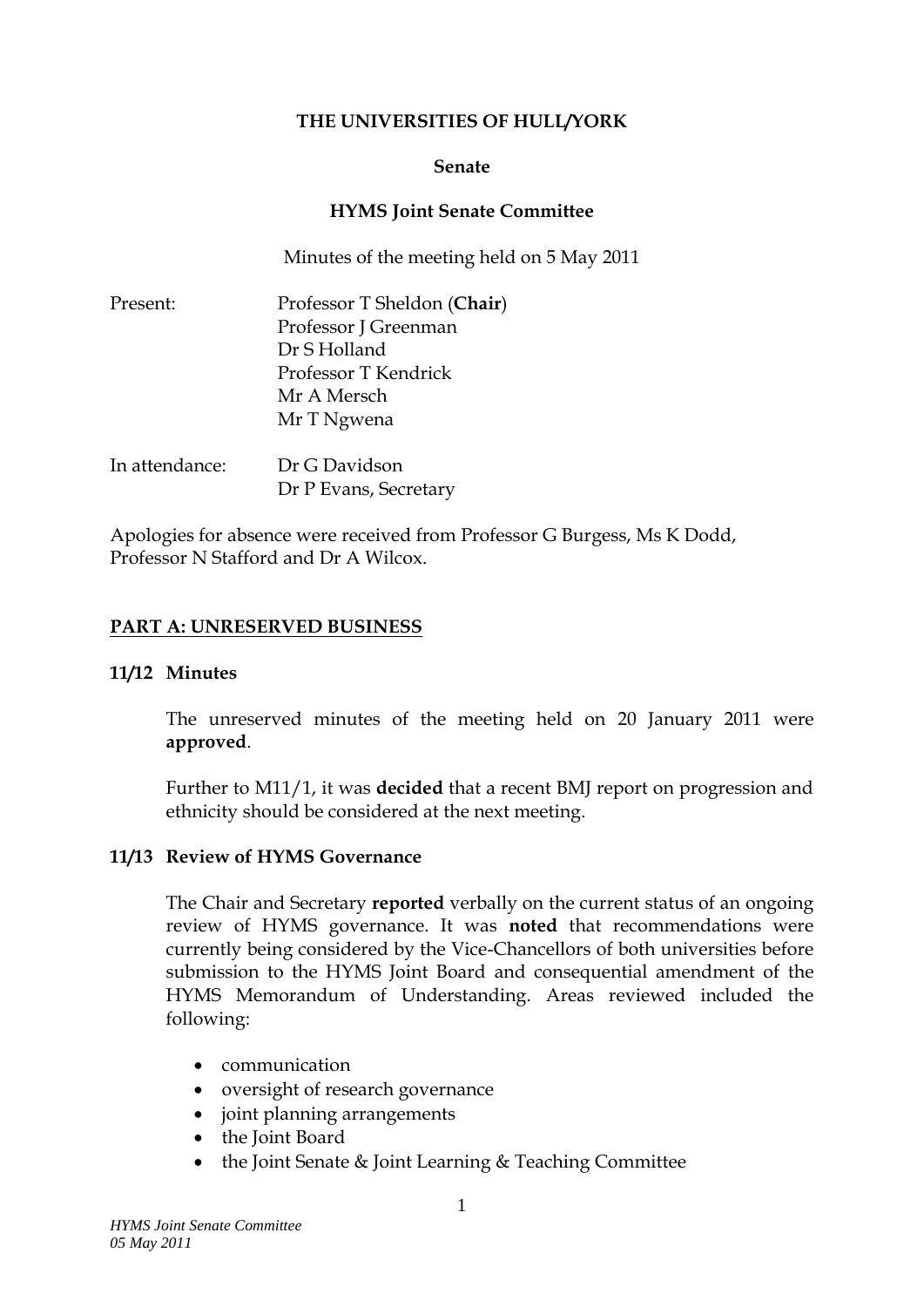**THE UNIVERSITIES OF HULL/YORK**

**Senate**

**HYMS Joint Senate Committee**

Minutes of the meeting held on 5 May 2011

Present: Professor T Sheldon (**Chair**)
Professor J Greenman
Dr S Holland
Professor T Kendrick
Mr A Mersch
Mr T Ngwena

In attendance: Dr G Davidson
Dr P Evans, Secretary

Apologies for absence were received from Professor G Burgess, Ms K Dodd, Professor N Stafford and Dr A Wilcox.

## PART A: UNRESERVED BUSINESS

### 11/12 Minutes

The unreserved minutes of the meeting held on 20 January 2011 were **approved**.

Further to M11/1, it was **decided** that a recent BMJ report on progression and ethnicity should be considered at the next meeting.

### 11/13 Review of HYMS Governance

The Chair and Secretary **reported** verbally on the current status of an ongoing review of HYMS governance. It was **noted** that recommendations were currently being considered by the Vice-Chancellors of both universities before submission to the HYMS Joint Board and consequential amendment of the HYMS Memorandum of Understanding. Areas reviewed included the following:

- communication
- oversight of research governance
- joint planning arrangements
- the Joint Board
- the Joint Senate & Joint Learning & Teaching Committee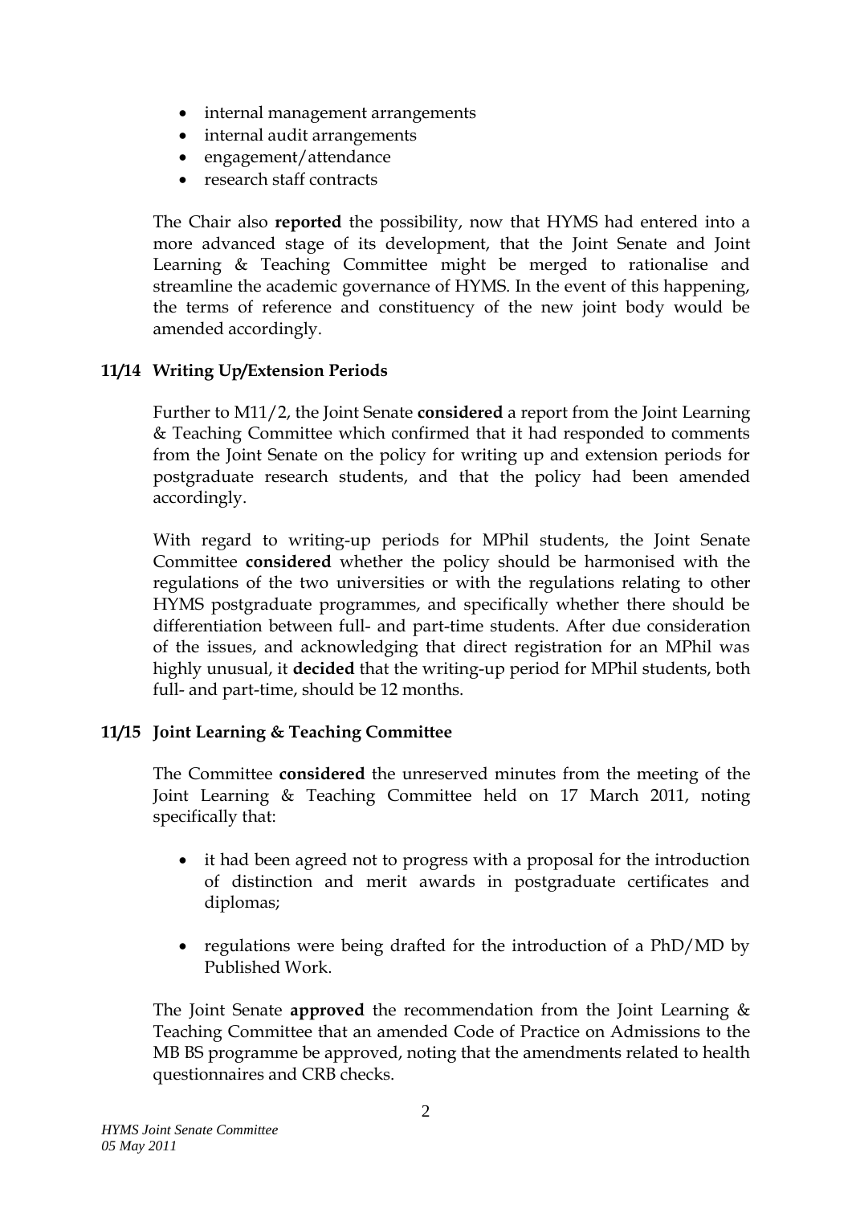- internal management arrangements
- internal audit arrangements
- engagement/attendance
- research staff contracts

The Chair also **reported** the possibility, now that HYMS had entered into a more advanced stage of its development, that the Joint Senate and Joint Learning & Teaching Committee might be merged to rationalise and streamline the academic governance of HYMS. In the event of this happening, the terms of reference and constituency of the new joint body would be amended accordingly.

**11/14 Writing Up/Extension Periods**

Further to M11/2, the Joint Senate **considered** a report from the Joint Learning & Teaching Committee which confirmed that it had responded to comments from the Joint Senate on the policy for writing up and extension periods for postgraduate research students, and that the policy had been amended accordingly.

With regard to writing-up periods for MPhil students, the Joint Senate Committee **considered** whether the policy should be harmonised with the regulations of the two universities or with the regulations relating to other HYMS postgraduate programmes, and specifically whether there should be differentiation between full- and part-time students. After due consideration of the issues, and acknowledging that direct registration for an MPhil was highly unusual, it **decided** that the writing-up period for MPhil students, both full- and part-time, should be 12 months.

**11/15 Joint Learning & Teaching Committee**

The Committee **considered** the unreserved minutes from the meeting of the Joint Learning & Teaching Committee held on 17 March 2011, noting specifically that:

- it had been agreed not to progress with a proposal for the introduction of distinction and merit awards in postgraduate certificates and diplomas;

- regulations were being drafted for the introduction of a PhD/MD by Published Work.

The Joint Senate **approved** the recommendation from the Joint Learning & Teaching Committee that an amended Code of Practice on Admissions to the MB BS programme be approved, noting that the amendments related to health questionnaires and CRB checks.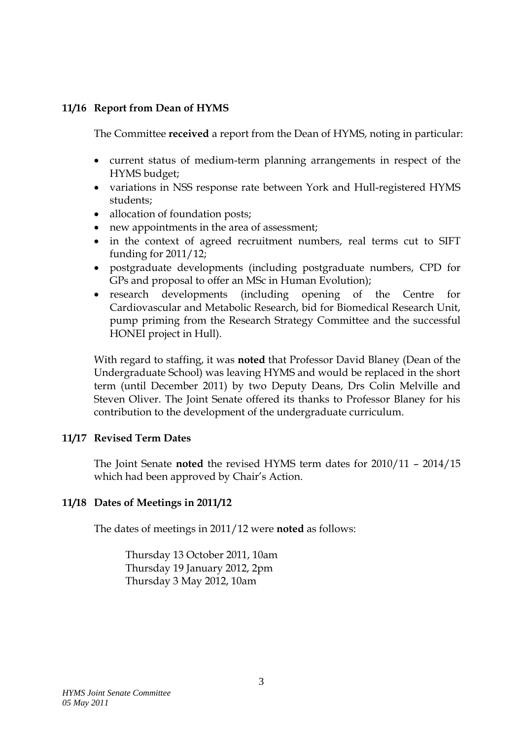### 11/16 Report from Dean of HYMS

The Committee **received** a report from the Dean of HYMS, noting in particular:

- current status of medium-term planning arrangements in respect of the HYMS budget;
- variations in NSS response rate between York and Hull-registered HYMS students;
- allocation of foundation posts;
- new appointments in the area of assessment;
- in the context of agreed recruitment numbers, real terms cut to SIFT funding for 2011/12;
- postgraduate developments (including postgraduate numbers, CPD for GPs and proposal to offer an MSc in Human Evolution);
- research developments (including opening of the Centre for Cardiovascular and Metabolic Research, bid for Biomedical Research Unit, pump priming from the Research Strategy Committee and the successful HONEI project in Hull).

With regard to staffing, it was **noted** that Professor David Blaney (Dean of the Undergraduate School) was leaving HYMS and would be replaced in the short term (until December 2011) by two Deputy Deans, Drs Colin Melville and Steven Oliver. The Joint Senate offered its thanks to Professor Blaney for his contribution to the development of the undergraduate curriculum.

### 11/17 Revised Term Dates

The Joint Senate **noted** the revised HYMS term dates for 2010/11 – 2014/15 which had been approved by Chair's Action.

### 11/18 Dates of Meetings in 2011/12

The dates of meetings in 2011/12 were **noted** as follows:

Thursday 13 October 2011, 10am
Thursday 19 January 2012, 2pm
Thursday 3 May 2012, 10am